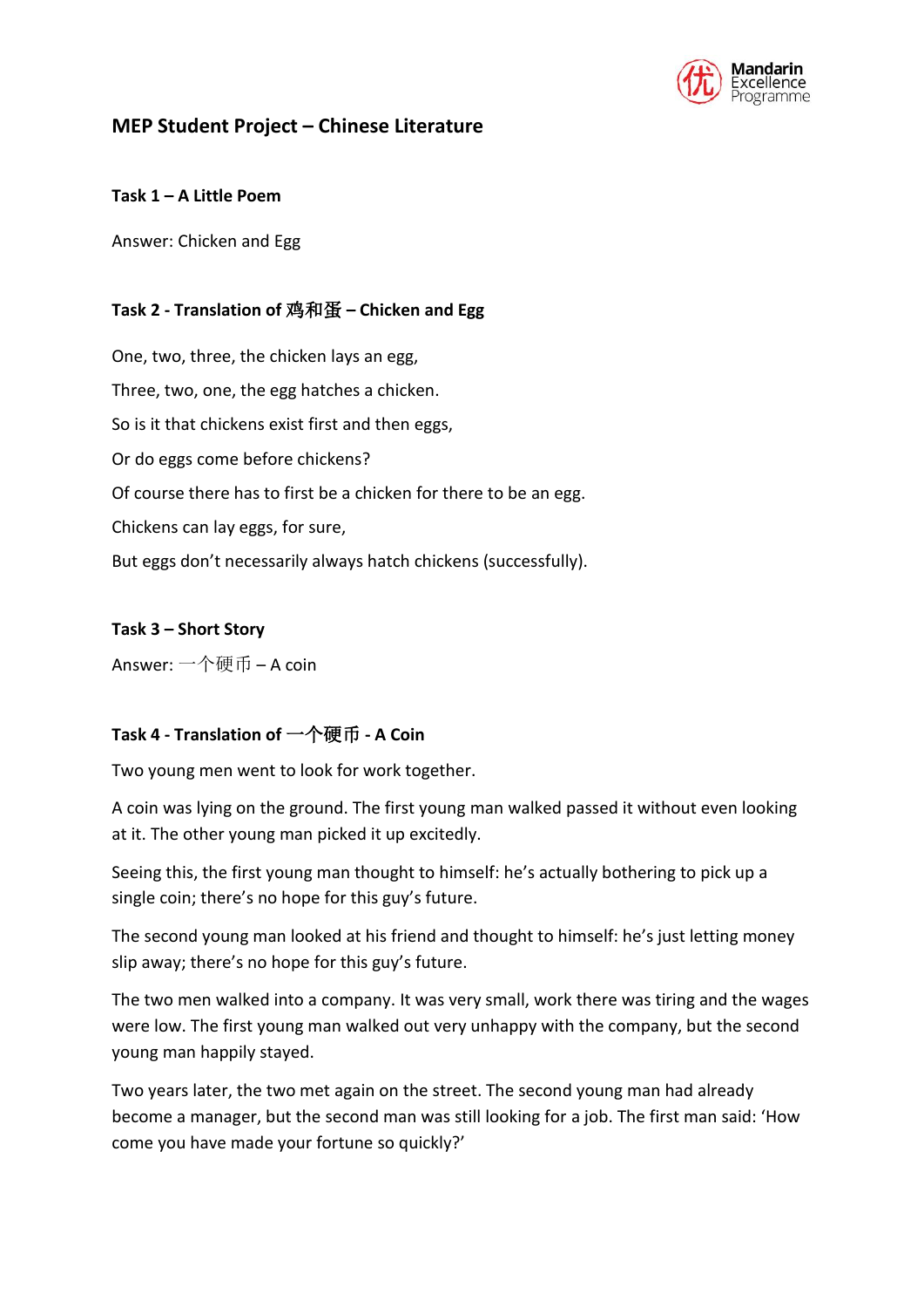# MEP Student Project – Chinese Literature

## Task 1 – A Little Poem

Answer: Chicken and Egg

## Task 2 - Translation of 鸡和蛋 – Chicken and Egg

One, two, three, the chicken lays an egg,

Three, two, one, the egg hatches a chicken.

So is it that chickens exist first and then eggs,

Or do eggs come before chickens?

Of course there has to first be a chicken for there to be an egg.

Chickens can lay eggs, for sure,

But eggs don't necessarily always hatch chickens (successfully).

## Task 3 – Short Story

Answer: 一个硬币 – A coin

## Task 4 - Translation of 一个硬币 - A Coin

Two young men went to look for work together.

A coin was lying on the ground. The first young man walked passed it without even looking at it. The other young man picked it up excitedly.

Seeing this, the first young man thought to himself: he's actually bothering to pick up a single coin; there's no hope for this guy's future.

The second young man looked at his friend and thought to himself: he's just letting money slip away; there's no hope for this guy's future.

The two men walked into a company. It was very small, work there was tiring and the wages were low. The first young man walked out very unhappy with the company, but the second young man happily stayed.

Two years later, the two met again on the street. The second young man had already become a manager, but the second man was still looking for a job. The first man said: 'How come you have made your fortune so quickly?'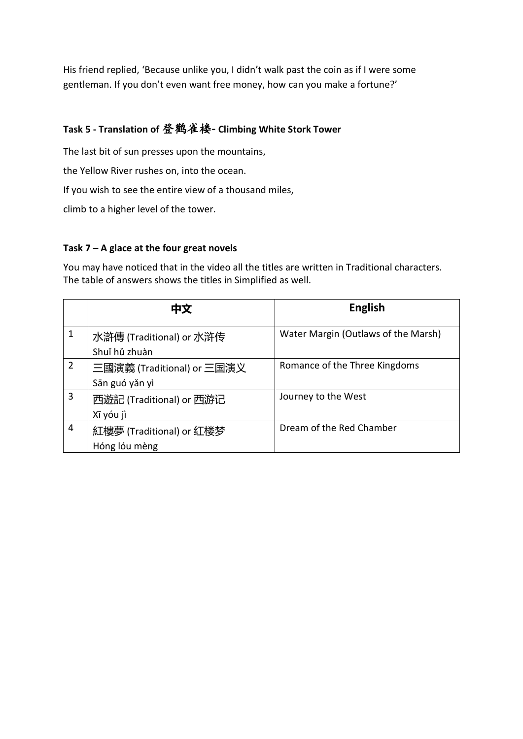His friend replied, 'Because unlike you, I didn't walk past the coin as if I were some gentleman. If you don't even want free money, how can you make a fortune?'

**Task 5 - Translation of 登鸛雀楼- Climbing White Stork Tower**

The last bit of sun presses upon the mountains,

the Yellow River rushes on, into the ocean.

If you wish to see the entire view of a thousand miles,

climb to a higher level of the tower.

**Task 7 – A glace at the four great novels**

You may have noticed that in the video all the titles are written in Traditional characters. The table of answers shows the titles in Simplified as well.

| | 中文 | English |
|---|---|---|
| 1 | 水滸傳 (Traditional) or 水浒传<br>Shuǐ hǔ zhuàn | Water Margin (Outlaws of the Marsh) |
| 2 | 三國演義 (Traditional) or 三国演义<br>Sān guó yǎn yì | Romance of the Three Kingdoms |
| 3 | 西遊記 (Traditional) or 西游记<br>Xī yóu jì | Journey to the West |
| 4 | 紅樓夢 (Traditional) or 红楼梦<br>Hóng lóu mèng | Dream of the Red Chamber |